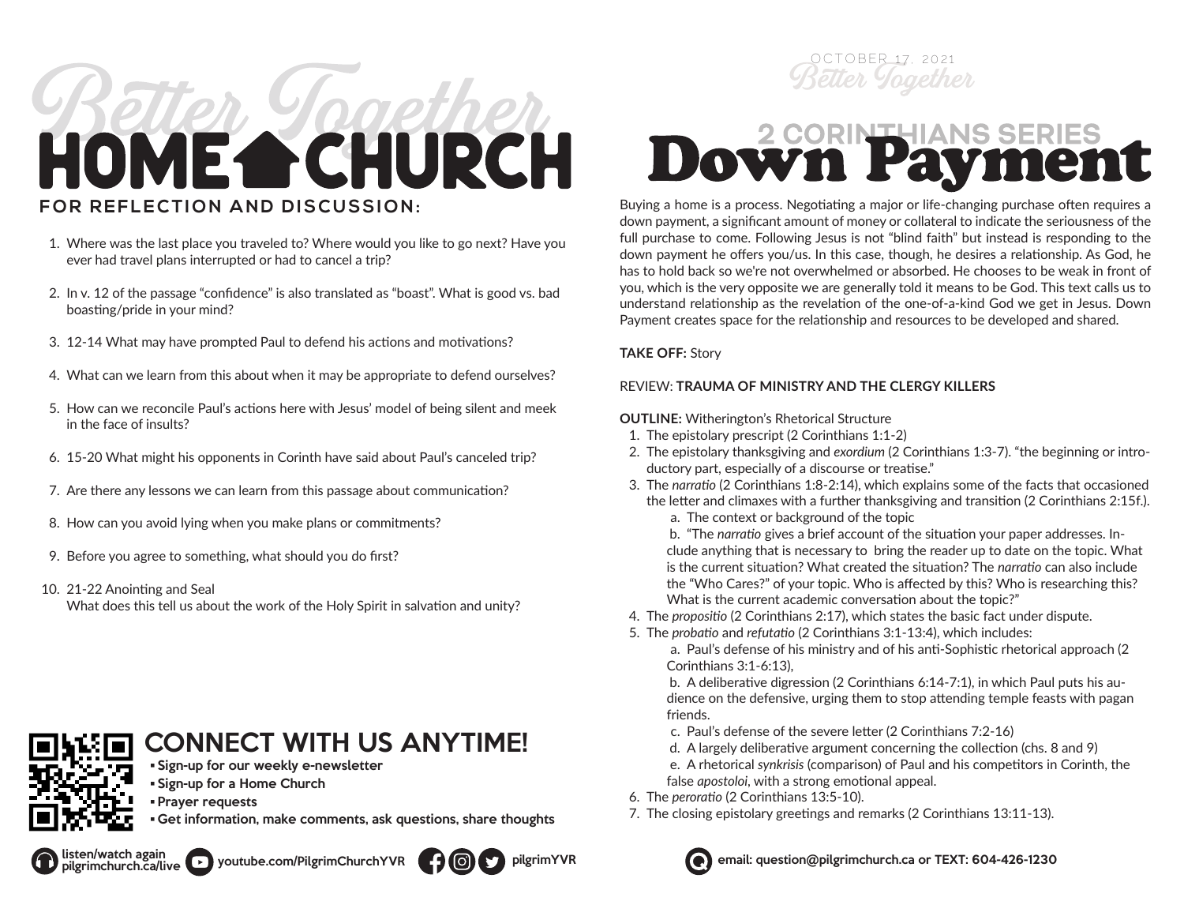# Better Together HOME CHURCH

## FOR REFLECTION AND DISCUSSION:

1. Where was the last place you traveled to? Where would you like to go next? Have you ever had travel plans interrupted or had to cancel a trip?
2. In v. 12 of the passage "confidence" is also translated as "boast". What is good vs. bad boasting/pride in your mind?
3. 12-14 What may have prompted Paul to defend his actions and motivations?
4. What can we learn from this about when it may be appropriate to defend ourselves?
5. How can we reconcile Paul's actions here with Jesus' model of being silent and meek in the face of insults?
6. 15-20 What might his opponents in Corinth have said about Paul's canceled trip?
7. Are there any lessons we can learn from this passage about communication?
8. How can you avoid lying when you make plans or commitments?
9. Before you agree to something, what should you do first?
10. 21-22 Anointing and Seal
    What does this tell us about the work of the Holy Spirit in salvation and unity?

## CONNECT WITH US ANYTIME!

- Sign-up for our weekly e-newsletter
- Sign-up for a Home Church
- Prayer requests
- Get information, make comments, ask questions, share thoughts

listen/watch again pilgrimchurch.ca/live | youtube.com/PilgrimChurchYVR | pilgrimYVR

OCTOBER 17, 2021
Better Together

## 2 CORINTHIANS SERIES

# Down Payment

Buying a home is a process. Negotiating a major or life-changing purchase often requires a down payment, a significant amount of money or collateral to indicate the seriousness of the full purchase to come. Following Jesus is not "blind faith" but instead is responding to the down payment he offers you/us. In this case, though, he desires a relationship. As God, he has to hold back so we're not overwhelmed or absorbed. He chooses to be weak in front of you, which is the very opposite we are generally told it means to be God. This text calls us to understand relationship as the revelation of the one-of-a-kind God we get in Jesus. Down Payment creates space for the relationship and resources to be developed and shared.

**TAKE OFF:** Story

REVIEW: **TRAUMA OF MINISTRY AND THE CLERGY KILLERS**

**OUTLINE:** Witherington's Rhetorical Structure

1. The epistolary prescript (2 Corinthians 1:1-2)
2. The epistolary thanksgiving and *exordium* (2 Corinthians 1:3-7). "the beginning or introductory part, especially of a discourse or treatise."
3. The *narratio* (2 Corinthians 1:8-2:14), which explains some of the facts that occasioned the letter and climaxes with a further thanksgiving and transition (2 Corinthians 2:15f.).
   a. The context or background of the topic
   b. "The *narratio* gives a brief account of the situation your paper addresses. Include anything that is necessary to bring the reader up to date on the topic. What is the current situation? What created the situation? The *narratio* can also include the "Who Cares?" of your topic. Who is affected by this? Who is researching this? What is the current academic conversation about the topic?"
4. The *propositio* (2 Corinthians 2:17), which states the basic fact under dispute.
5. The *probatio* and *refutatio* (2 Corinthians 3:1-13:4), which includes:
   a. Paul's defense of his ministry and of his anti-Sophistic rhetorical approach (2 Corinthians 3:1-6:13),
   b. A deliberative digression (2 Corinthians 6:14-7:1), in which Paul puts his audience on the defensive, urging them to stop attending temple feasts with pagan friends.
   c. Paul's defense of the severe letter (2 Corinthians 7:2-16)
   d. A largely deliberative argument concerning the collection (chs. 8 and 9)
   e. A rhetorical *synkrisis* (comparison) of Paul and his competitors in Corinth, the false *apostoloi*, with a strong emotional appeal.
6. The *peroratio* (2 Corinthians 13:5-10).
7. The closing epistolary greetings and remarks (2 Corinthians 13:11-13).

email: question@pilgrimchurch.ca or TEXT: 604-426-1230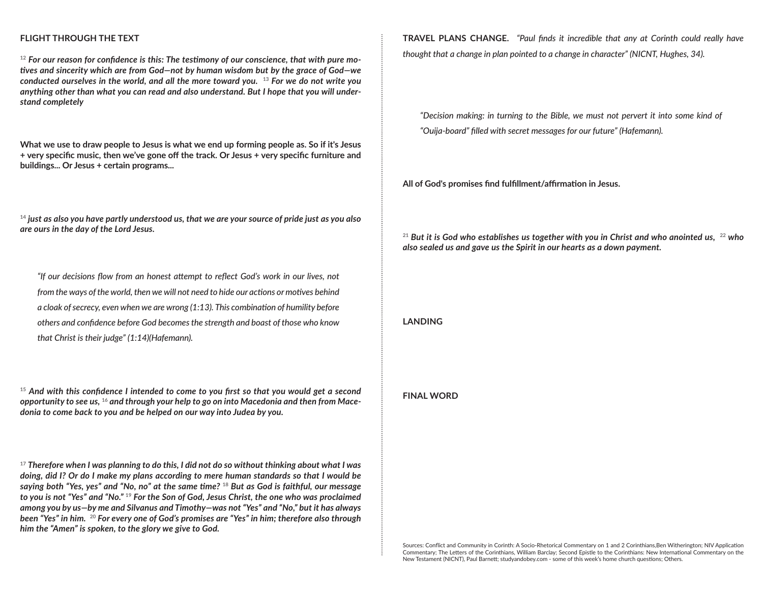## FLIGHT THROUGH THE TEXT

[12] ***For our reason for confidence is this: The testimony of our conscience, that with pure motives and sincerity which are from God—not by human wisdom but by the grace of God—we conducted ourselves in the world, and all the more toward you.*** [13] ***For we do not write you anything other than what you can read and also understand. But I hope that you will understand completely***

**What we use to draw people to Jesus is what we end up forming people as. So if it's Jesus + very specific music, then we've gone off the track. Or Jesus + very specific furniture and buildings... Or Jesus + certain programs...**

[14] ***just as also you have partly understood us, that we are your source of pride just as you also are ours in the day of the Lord Jesus.***

> *"If our decisions flow from an honest attempt to reflect God's work in our lives, not from the ways of the world, then we will not need to hide our actions or motives behind a cloak of secrecy, even when we are wrong (1:13). This combination of humility before others and confidence before God becomes the strength and boast of those who know that Christ is their judge" (1:14)(Hafemann).*

[15] ***And with this confidence I intended to come to you first so that you would get a second opportunity to see us,*** [16] ***and through your help to go on into Macedonia and then from Macedonia to come back to you and be helped on our way into Judea by you.***

[17] ***Therefore when I was planning to do this, I did not do so without thinking about what I was doing, did I? Or do I make my plans according to mere human standards so that I would be saying both "Yes, yes" and "No, no" at the same time?*** [18] ***But as God is faithful, our message to you is not "Yes" and "No."*** [19] ***For the Son of God, Jesus Christ, the one who was proclaimed among you by us—by me and Silvanus and Timothy—was not "Yes" and "No," but it has always been "Yes" in him.*** [20] ***For every one of God's promises are "Yes" in him; therefore also through him the "Amen" is spoken, to the glory we give to God.***

**TRAVEL PLANS CHANGE.** *"Paul finds it incredible that any at Corinth could really have thought that a change in plan pointed to a change in character" (NICNT, Hughes, 34).*

> *"Decision making: in turning to the Bible, we must not pervert it into some kind of "Ouija-board" filled with secret messages for our future" (Hafemann).*

**All of God's promises find fulfillment/affirmation in Jesus.**

[21] ***But it is God who establishes us together with you in Christ and who anointed us,*** [22] ***who also sealed us and gave us the Spirit in our hearts as a down payment.***

## LANDING

## FINAL WORD

Sources: Conflict and Community in Corinth: A Socio-Rhetorical Commentary on 1 and 2 Corinthians,Ben Witherington; NIV Application Commentary; The Letters of the Corinthians, William Barclay; Second Epistle to the Corinthians: New International Commentary on the New Testament (NICNT), Paul Barnett; studyandobey.com - some of this week's home church questions; Others.